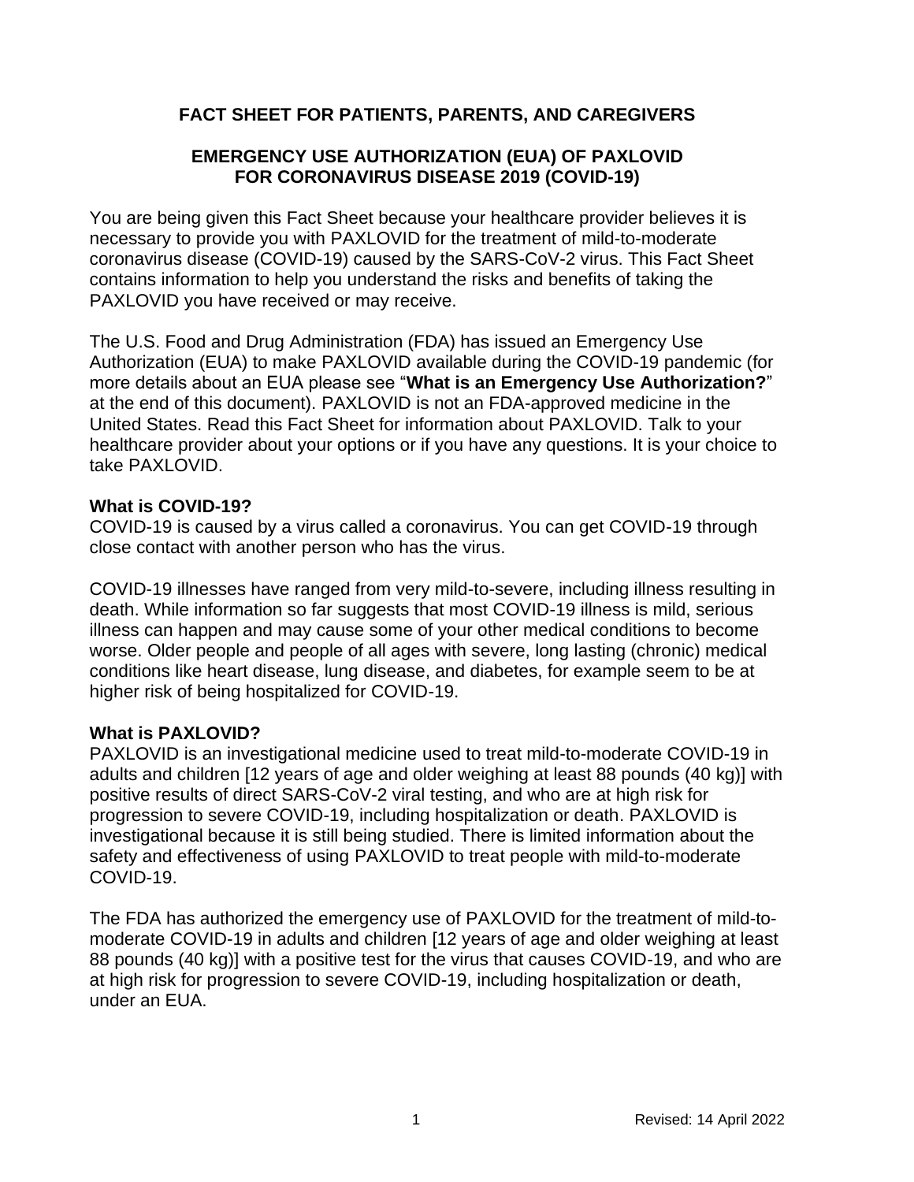## FACT SHEET FOR PATIENTS, PARENTS, AND CAREGIVERS

## EMERGENCY USE AUTHORIZATION (EUA) OF PAXLOVID FOR CORONAVIRUS DISEASE 2019 (COVID-19)

You are being given this Fact Sheet because your healthcare provider believes it is necessary to provide you with PAXLOVID for the treatment of mild-to-moderate coronavirus disease (COVID-19) caused by the SARS-CoV-2 virus. This Fact Sheet contains information to help you understand the risks and benefits of taking the PAXLOVID you have received or may receive.

The U.S. Food and Drug Administration (FDA) has issued an Emergency Use Authorization (EUA) to make PAXLOVID available during the COVID-19 pandemic (for more details about an EUA please see "**What is an Emergency Use Authorization?**" at the end of this document). PAXLOVID is not an FDA-approved medicine in the United States. Read this Fact Sheet for information about PAXLOVID. Talk to your healthcare provider about your options or if you have any questions. It is your choice to take PAXLOVID.

**What is COVID-19?**
COVID-19 is caused by a virus called a coronavirus. You can get COVID-19 through close contact with another person who has the virus.

COVID-19 illnesses have ranged from very mild-to-severe, including illness resulting in death. While information so far suggests that most COVID-19 illness is mild, serious illness can happen and may cause some of your other medical conditions to become worse. Older people and people of all ages with severe, long lasting (chronic) medical conditions like heart disease, lung disease, and diabetes, for example seem to be at higher risk of being hospitalized for COVID-19.

**What is PAXLOVID?**
PAXLOVID is an investigational medicine used to treat mild-to-moderate COVID-19 in adults and children [12 years of age and older weighing at least 88 pounds (40 kg)] with positive results of direct SARS-CoV-2 viral testing, and who are at high risk for progression to severe COVID-19, including hospitalization or death. PAXLOVID is investigational because it is still being studied. There is limited information about the safety and effectiveness of using PAXLOVID to treat people with mild-to-moderate COVID-19.

The FDA has authorized the emergency use of PAXLOVID for the treatment of mild-to-moderate COVID-19 in adults and children [12 years of age and older weighing at least 88 pounds (40 kg)] with a positive test for the virus that causes COVID-19, and who are at high risk for progression to severe COVID-19, including hospitalization or death, under an EUA.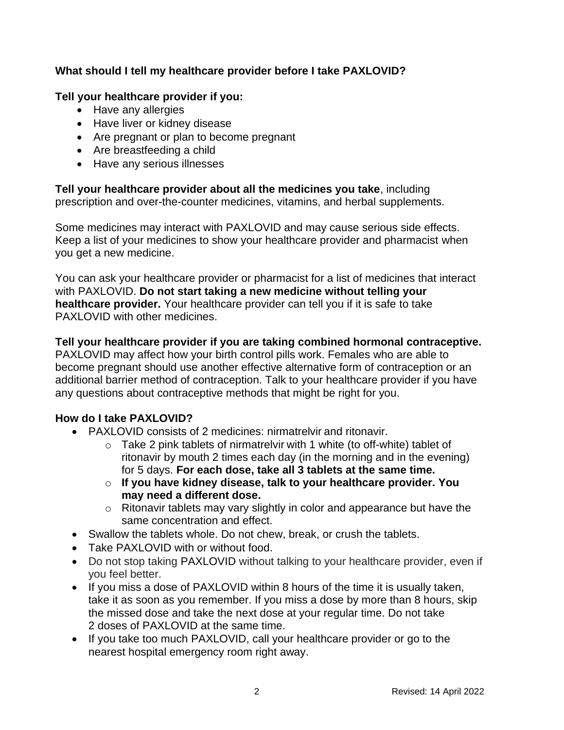**What should I tell my healthcare provider before I take PAXLOVID?**

**Tell your healthcare provider if you:**

- Have any allergies
- Have liver or kidney disease
- Are pregnant or plan to become pregnant
- Are breastfeeding a child
- Have any serious illnesses

**Tell your healthcare provider about all the medicines you take**, including prescription and over-the-counter medicines, vitamins, and herbal supplements.

Some medicines may interact with PAXLOVID and may cause serious side effects. Keep a list of your medicines to show your healthcare provider and pharmacist when you get a new medicine.

You can ask your healthcare provider or pharmacist for a list of medicines that interact with PAXLOVID. **Do not start taking a new medicine without telling your healthcare provider.** Your healthcare provider can tell you if it is safe to take PAXLOVID with other medicines.

**Tell your healthcare provider if you are taking combined hormonal contraceptive.** PAXLOVID may affect how your birth control pills work. Females who are able to become pregnant should use another effective alternative form of contraception or an additional barrier method of contraception. Talk to your healthcare provider if you have any questions about contraceptive methods that might be right for you.

**How do I take PAXLOVID?**

- PAXLOVID consists of 2 medicines: nirmatrelvir and ritonavir.
  - Take 2 pink tablets of nirmatrelvir with 1 white (to off-white) tablet of ritonavir by mouth 2 times each day (in the morning and in the evening) for 5 days. **For each dose, take all 3 tablets at the same time.**
  - **If you have kidney disease, talk to your healthcare provider. You may need a different dose.**
  - Ritonavir tablets may vary slightly in color and appearance but have the same concentration and effect.
- Swallow the tablets whole. Do not chew, break, or crush the tablets.
- Take PAXLOVID with or without food.
- Do not stop taking PAXLOVID without talking to your healthcare provider, even if you feel better.
- If you miss a dose of PAXLOVID within 8 hours of the time it is usually taken, take it as soon as you remember. If you miss a dose by more than 8 hours, skip the missed dose and take the next dose at your regular time. Do not take 2 doses of PAXLOVID at the same time.
- If you take too much PAXLOVID, call your healthcare provider or go to the nearest hospital emergency room right away.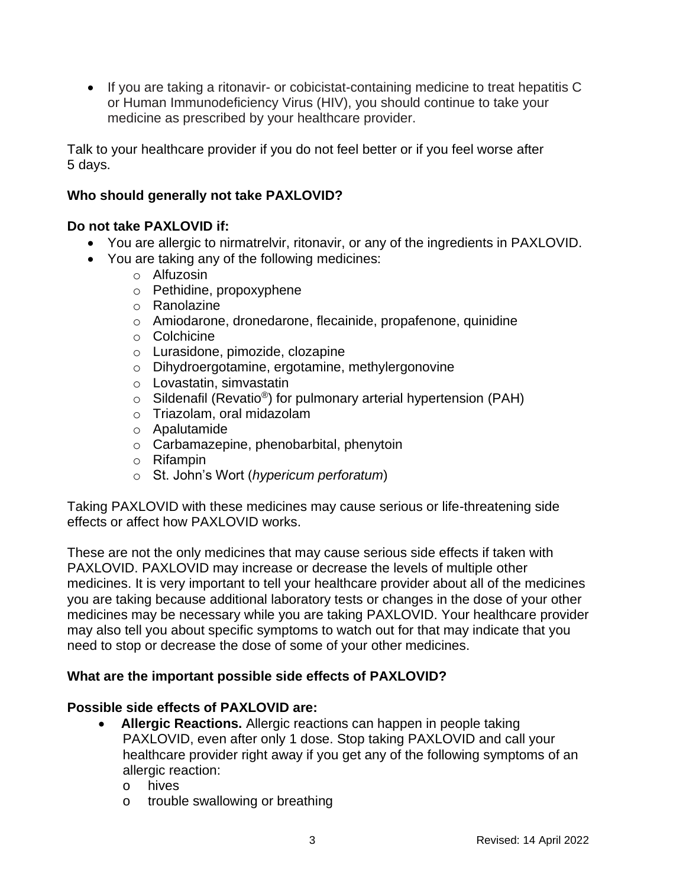- If you are taking a ritonavir- or cobicistat-containing medicine to treat hepatitis C or Human Immunodeficiency Virus (HIV), you should continue to take your medicine as prescribed by your healthcare provider.

Talk to your healthcare provider if you do not feel better or if you feel worse after 5 days.

**Who should generally not take PAXLOVID?**

**Do not take PAXLOVID if:**

- You are allergic to nirmatrelvir, ritonavir, or any of the ingredients in PAXLOVID.
- You are taking any of the following medicines:
  - Alfuzosin
  - Pethidine, propoxyphene
  - Ranolazine
  - Amiodarone, dronedarone, flecainide, propafenone, quinidine
  - Colchicine
  - Lurasidone, pimozide, clozapine
  - Dihydroergotamine, ergotamine, methylergonovine
  - Lovastatin, simvastatin
  - Sildenafil (Revatio®) for pulmonary arterial hypertension (PAH)
  - Triazolam, oral midazolam
  - Apalutamide
  - Carbamazepine, phenobarbital, phenytoin
  - Rifampin
  - St. John's Wort (*hypericum perforatum*)

Taking PAXLOVID with these medicines may cause serious or life-threatening side effects or affect how PAXLOVID works.

These are not the only medicines that may cause serious side effects if taken with PAXLOVID. PAXLOVID may increase or decrease the levels of multiple other medicines. It is very important to tell your healthcare provider about all of the medicines you are taking because additional laboratory tests or changes in the dose of your other medicines may be necessary while you are taking PAXLOVID. Your healthcare provider may also tell you about specific symptoms to watch out for that may indicate that you need to stop or decrease the dose of some of your other medicines.

**What are the important possible side effects of PAXLOVID?**

**Possible side effects of PAXLOVID are:**

- **Allergic Reactions.** Allergic reactions can happen in people taking PAXLOVID, even after only 1 dose. Stop taking PAXLOVID and call your healthcare provider right away if you get any of the following symptoms of an allergic reaction:
  - hives
  - trouble swallowing or breathing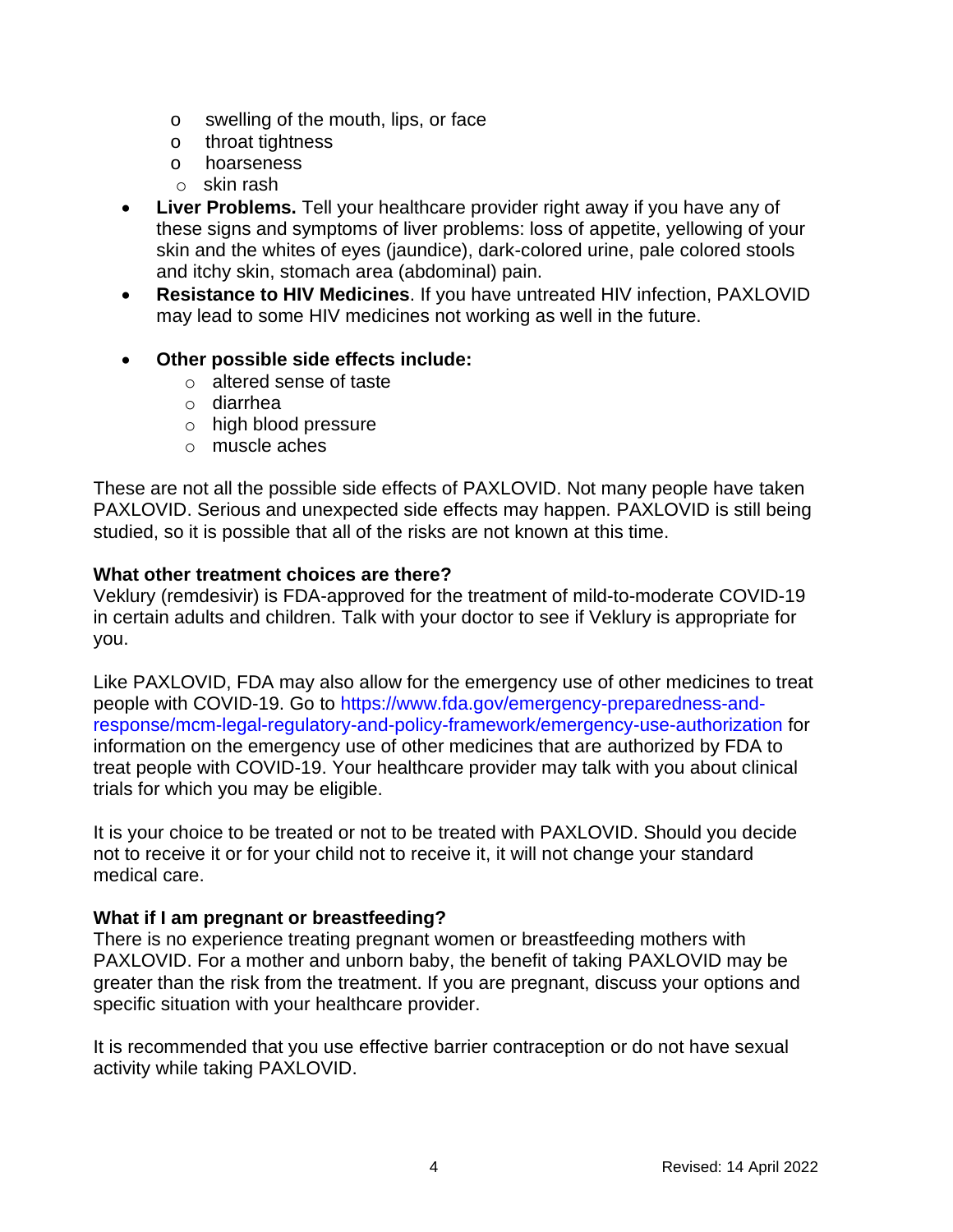- swelling of the mouth, lips, or face
  - throat tightness
  - hoarseness
  - skin rash
- **Liver Problems.** Tell your healthcare provider right away if you have any of these signs and symptoms of liver problems: loss of appetite, yellowing of your skin and the whites of eyes (jaundice), dark-colored urine, pale colored stools and itchy skin, stomach area (abdominal) pain.
- **Resistance to HIV Medicines**. If you have untreated HIV infection, PAXLOVID may lead to some HIV medicines not working as well in the future.

- **Other possible side effects include:**
  - altered sense of taste
  - diarrhea
  - high blood pressure
  - muscle aches

These are not all the possible side effects of PAXLOVID. Not many people have taken PAXLOVID. Serious and unexpected side effects may happen. PAXLOVID is still being studied, so it is possible that all of the risks are not known at this time.

**What other treatment choices are there?**

Veklury (remdesivir) is FDA-approved for the treatment of mild-to-moderate COVID-19 in certain adults and children. Talk with your doctor to see if Veklury is appropriate for you.

Like PAXLOVID, FDA may also allow for the emergency use of other medicines to treat people with COVID-19. Go to https://www.fda.gov/emergency-preparedness-and-response/mcm-legal-regulatory-and-policy-framework/emergency-use-authorization for information on the emergency use of other medicines that are authorized by FDA to treat people with COVID-19. Your healthcare provider may talk with you about clinical trials for which you may be eligible.

It is your choice to be treated or not to be treated with PAXLOVID. Should you decide not to receive it or for your child not to receive it, it will not change your standard medical care.

**What if I am pregnant or breastfeeding?**

There is no experience treating pregnant women or breastfeeding mothers with PAXLOVID. For a mother and unborn baby, the benefit of taking PAXLOVID may be greater than the risk from the treatment. If you are pregnant, discuss your options and specific situation with your healthcare provider.

It is recommended that you use effective barrier contraception or do not have sexual activity while taking PAXLOVID.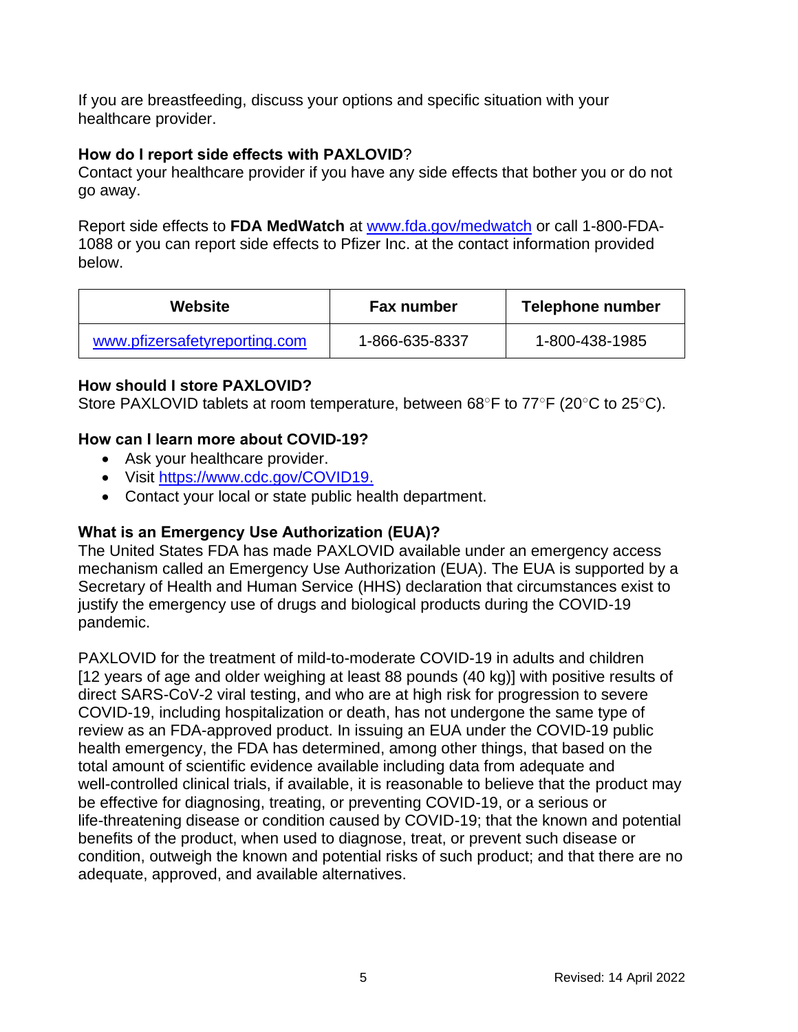If you are breastfeeding, discuss your options and specific situation with your healthcare provider.

**How do I report side effects with PAXLOVID?**
Contact your healthcare provider if you have any side effects that bother you or do not go away.

Report side effects to **FDA MedWatch** at www.fda.gov/medwatch or call 1-800-FDA-1088 or you can report side effects to Pfizer Inc. at the contact information provided below.

| Website | Fax number | Telephone number |
| --- | --- | --- |
| www.pfizersafetyreporting.com | 1-866-635-8337 | 1-800-438-1985 |

**How should I store PAXLOVID?**
Store PAXLOVID tablets at room temperature, between 68°F to 77°F (20°C to 25°C).

**How can I learn more about COVID-19?**

- Ask your healthcare provider.
- Visit https://www.cdc.gov/COVID19.
- Contact your local or state public health department.

**What is an Emergency Use Authorization (EUA)?**
The United States FDA has made PAXLOVID available under an emergency access mechanism called an Emergency Use Authorization (EUA). The EUA is supported by a Secretary of Health and Human Service (HHS) declaration that circumstances exist to justify the emergency use of drugs and biological products during the COVID-19 pandemic.

PAXLOVID for the treatment of mild-to-moderate COVID-19 in adults and children [12 years of age and older weighing at least 88 pounds (40 kg)] with positive results of direct SARS-CoV-2 viral testing, and who are at high risk for progression to severe COVID-19, including hospitalization or death, has not undergone the same type of review as an FDA-approved product. In issuing an EUA under the COVID-19 public health emergency, the FDA has determined, among other things, that based on the total amount of scientific evidence available including data from adequate and well-controlled clinical trials, if available, it is reasonable to believe that the product may be effective for diagnosing, treating, or preventing COVID-19, or a serious or life-threatening disease or condition caused by COVID-19; that the known and potential benefits of the product, when used to diagnose, treat, or prevent such disease or condition, outweigh the known and potential risks of such product; and that there are no adequate, approved, and available alternatives.

Revised: 14 April 2022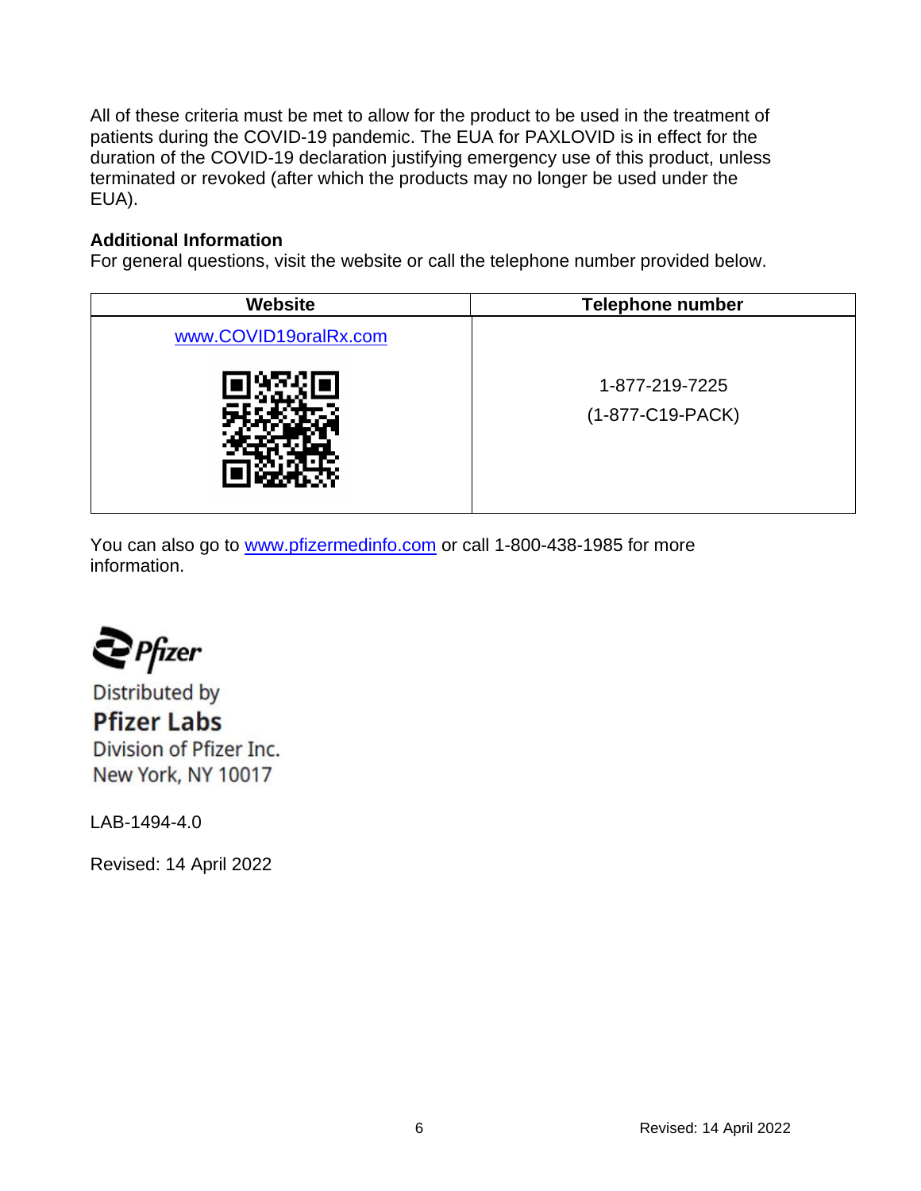All of these criteria must be met to allow for the product to be used in the treatment of patients during the COVID-19 pandemic. The EUA for PAXLOVID is in effect for the duration of the COVID-19 declaration justifying emergency use of this product, unless terminated or revoked (after which the products may no longer be used under the EUA).

**Additional Information**

For general questions, visit the website or call the telephone number provided below.

| Website | Telephone number |
|---|---|
| www.COVID19oralRx.com | 1-877-219-7225 (1-877-C19-PACK) |

You can also go to www.pfizermedinfo.com or call 1-800-438-1985 for more information.

Pfizer

Distributed by

**Pfizer Labs**

Division of Pfizer Inc.

New York, NY 10017

LAB-1494-4.0

Revised: 14 April 2022